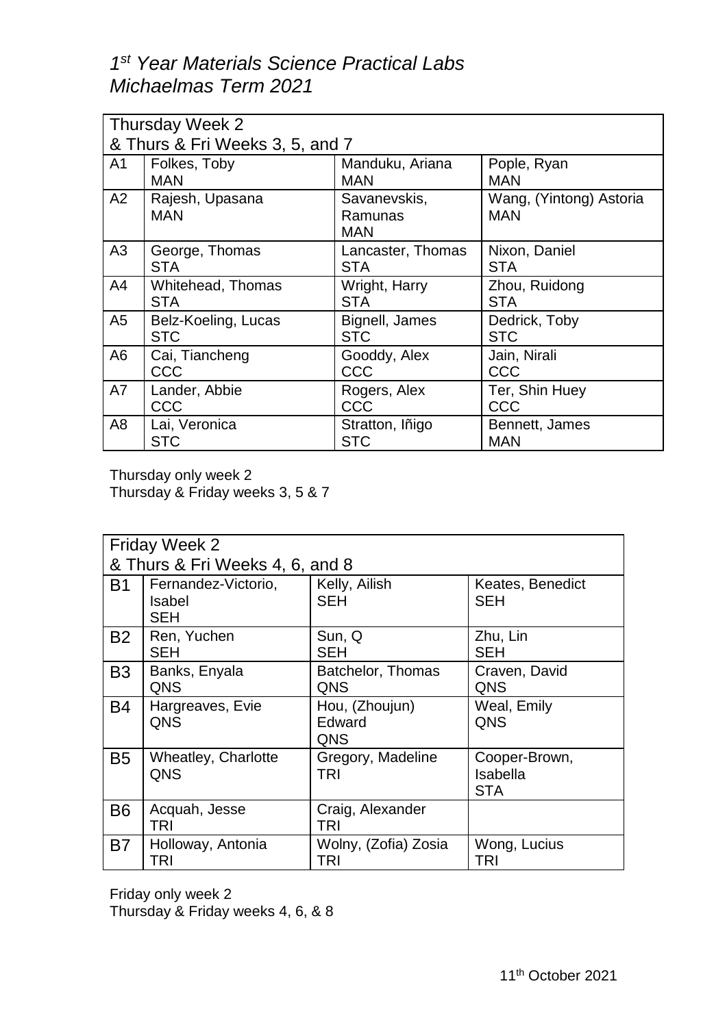# 1st Year Materials Science Practical Labs
# Michaelmas Term 2021

| Thursday Week 2 & Thurs & Fri Weeks 3, 5, and 7 | | | |
|---|---|---|---|
| A1 | Folkes, Toby<br>MAN | Manduku, Ariana<br>MAN | Pople, Ryan<br>MAN |
| A2 | Rajesh, Upasana<br>MAN | Savanevskis, Ramunas<br>MAN | Wang, (Yintong) Astoria<br>MAN |
| A3 | George, Thomas<br>STA | Lancaster, Thomas<br>STA | Nixon, Daniel<br>STA |
| A4 | Whitehead, Thomas<br>STA | Wright, Harry<br>STA | Zhou, Ruidong<br>STA |
| A5 | Belz-Koeling, Lucas<br>STC | Bignell, James<br>STC | Dedrick, Toby<br>STC |
| A6 | Cai, Tiancheng<br>CCC | Gooddy, Alex<br>CCC | Jain, Nirali<br>CCC |
| A7 | Lander, Abbie<br>CCC | Rogers, Alex<br>CCC | Ter, Shin Huey<br>CCC |
| A8 | Lai, Veronica<br>STC | Stratton, Iñigo<br>STC | Bennett, James<br>MAN |

Thursday only week 2
Thursday & Friday weeks 3, 5 & 7

| Friday Week 2 & Thurs & Fri Weeks 4, 6, and 8 | | | |
|---|---|---|---|
| B1 | Fernandez-Victorio, Isabel<br>SEH | Kelly, Ailish<br>SEH | Keates, Benedict<br>SEH |
| B2 | Ren, Yuchen<br>SEH | Sun, Q<br>SEH | Zhu, Lin<br>SEH |
| B3 | Banks, Enyala<br>QNS | Batchelor, Thomas<br>QNS | Craven, David<br>QNS |
| B4 | Hargreaves, Evie<br>QNS | Hou, (Zhoujun) Edward<br>QNS | Weal, Emily<br>QNS |
| B5 | Wheatley, Charlotte<br>QNS | Gregory, Madeline<br>TRI | Cooper-Brown, Isabella<br>STA |
| B6 | Acquah, Jesse<br>TRI | Craig, Alexander<br>TRI | |
| B7 | Holloway, Antonia<br>TRI | Wolny, (Zofia) Zosia<br>TRI | Wong, Lucius<br>TRI |

Friday only week 2
Thursday & Friday weeks 4, 6, & 8

11th October 2021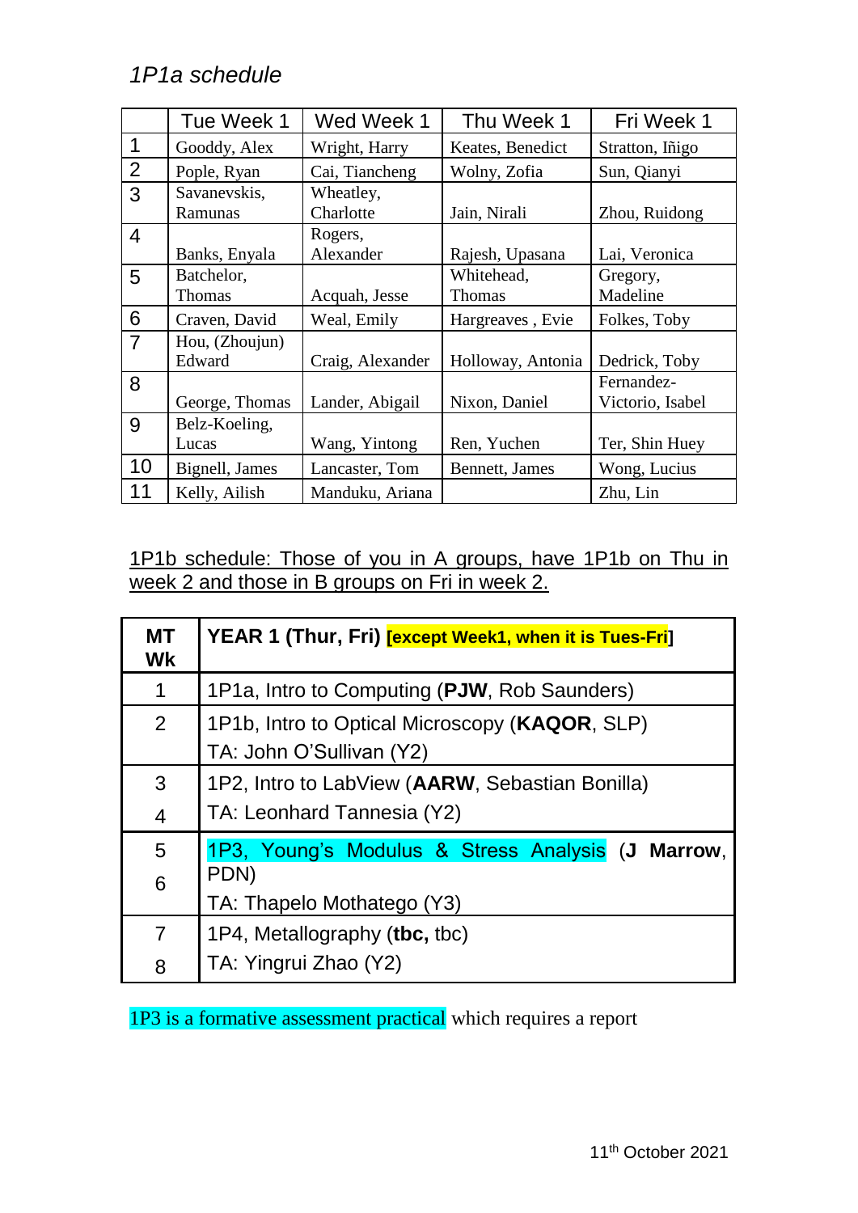## *1P1a schedule*

| | Tue Week 1 | Wed Week 1 | Thu Week 1 | Fri Week 1 |
|---|---|---|---|---|
| 1 | Gooddy, Alex | Wright, Harry | Keates, Benedict | Stratton, Iñigo |
| 2 | Pople, Ryan | Cai, Tiancheng | Wolny, Zofia | Sun, Qianyi |
| 3 | Savanevskis, Ramunas | Wheatley, Charlotte | Jain, Nirali | Zhou, Ruidong |
| 4 | Banks, Enyala | Rogers, Alexander | Rajesh, Upasana | Lai, Veronica |
| 5 | Batchelor, Thomas | Acquah, Jesse | Whitehead, Thomas | Gregory, Madeline |
| 6 | Craven, David | Weal, Emily | Hargreaves , Evie | Folkes, Toby |
| 7 | Hou, (Zhoujun) Edward | Craig, Alexander | Holloway, Antonia | Dedrick, Toby |
| 8 | George, Thomas | Lander, Abigail | Nixon, Daniel | Fernandez-Victorio, Isabel |
| 9 | Belz-Koeling, Lucas | Wang, Yintong | Ren, Yuchen | Ter, Shin Huey |
| 10 | Bignell, James | Lancaster, Tom | Bennett, James | Wong, Lucius |
| 11 | Kelly, Ailish | Manduku, Ariana | | Zhu, Lin |

1P1b schedule: Those of you in A groups, have 1P1b on Thu in week 2 and those in B groups on Fri in week 2.

| MT Wk | YEAR 1 (Thur, Fri) **[except Week1, when it is Tues-Fri]** |
|---|---|
| 1 | 1P1a, Intro to Computing (**PJW**, Rob Saunders) |
| 2 | 1P1b, Intro to Optical Microscopy (**KAQOR**, SLP)<br>TA: John O'Sullivan (Y2) |
| 3<br>4 | 1P2, Intro to LabView (**AARW**, Sebastian Bonilla)<br>TA: Leonhard Tannesia (Y2) |
| 5<br>6 | 1P3, Young's Modulus & Stress Analysis (**J Marrow**, PDN)<br>TA: Thapelo Mothatego (Y3) |
| 7<br>8 | 1P4, Metallography (**tbc,** tbc)<br>TA: Yingrui Zhao (Y2) |

1P3 is a formative assessment practical which requires a report

11th October 2021